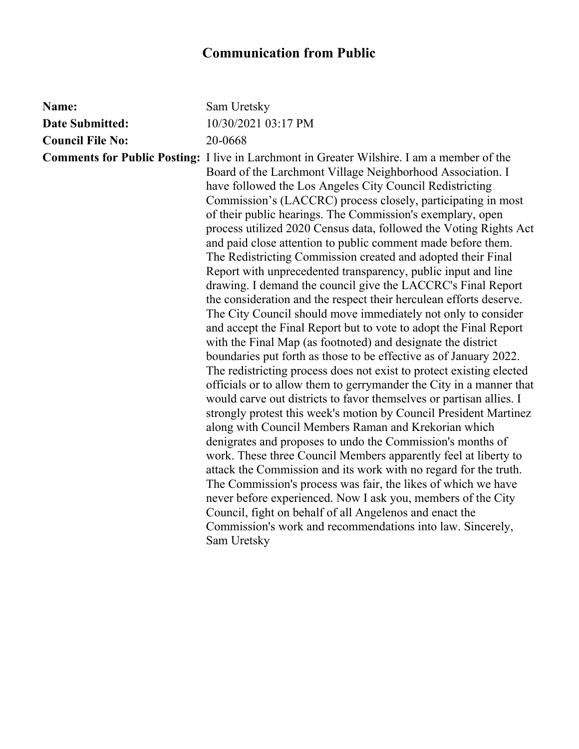# Communication from Public

**Name:** Sam Uretsky

**Date Submitted:** 10/30/2021 03:17 PM

**Council File No:** 20-0668

**Comments for Public Posting:** I live in Larchmont in Greater Wilshire. I am a member of the Board of the Larchmont Village Neighborhood Association. I have followed the Los Angeles City Council Redistricting Commission's (LACCRC) process closely, participating in most of their public hearings. The Commission's exemplary, open process utilized 2020 Census data, followed the Voting Rights Act and paid close attention to public comment made before them. The Redistricting Commission created and adopted their Final Report with unprecedented transparency, public input and line drawing. I demand the council give the LACCRC's Final Report the consideration and the respect their herculean efforts deserve. The City Council should move immediately not only to consider and accept the Final Report but to vote to adopt the Final Report with the Final Map (as footnoted) and designate the district boundaries put forth as those to be effective as of January 2022. The redistricting process does not exist to protect existing elected officials or to allow them to gerrymander the City in a manner that would carve out districts to favor themselves or partisan allies. I strongly protest this week's motion by Council President Martinez along with Council Members Raman and Krekorian which denigrates and proposes to undo the Commission's months of work. These three Council Members apparently feel at liberty to attack the Commission and its work with no regard for the truth. The Commission's process was fair, the likes of which we have never before experienced. Now I ask you, members of the City Council, fight on behalf of all Angelenos and enact the Commission's work and recommendations into law. Sincerely, Sam Uretsky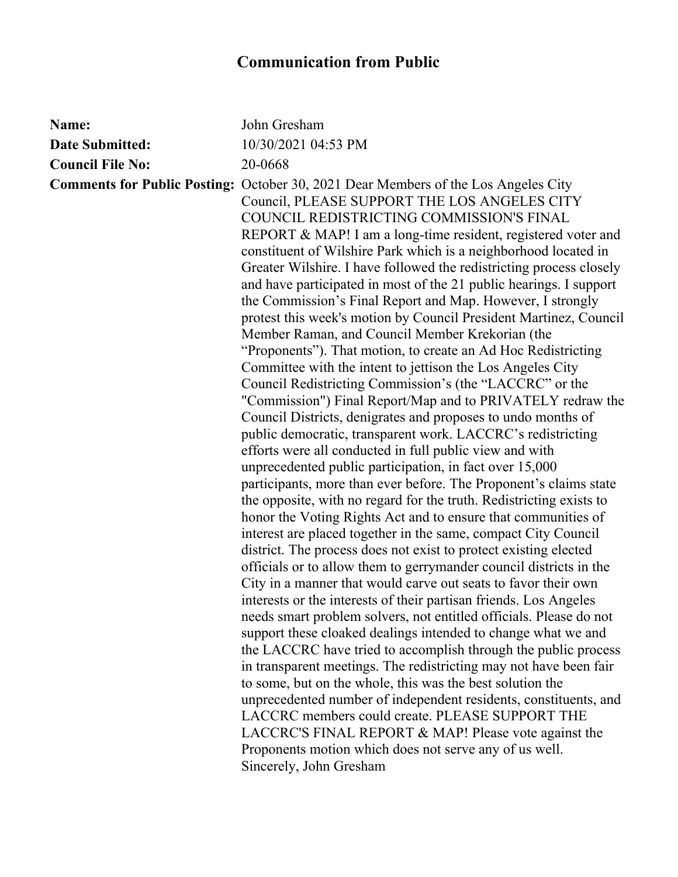# Communication from Public

**Name:** John Gresham

**Date Submitted:** 10/30/2021 04:53 PM

**Council File No:** 20-0668

**Comments for Public Posting:** October 30, 2021 Dear Members of the Los Angeles City Council, PLEASE SUPPORT THE LOS ANGELES CITY COUNCIL REDISTRICTING COMMISSION'S FINAL REPORT & MAP! I am a long-time resident, registered voter and constituent of Wilshire Park which is a neighborhood located in Greater Wilshire. I have followed the redistricting process closely and have participated in most of the 21 public hearings. I support the Commission's Final Report and Map. However, I strongly protest this week's motion by Council President Martinez, Council Member Raman, and Council Member Krekorian (the "Proponents"). That motion, to create an Ad Hoc Redistricting Committee with the intent to jettison the Los Angeles City Council Redistricting Commission's (the "LACCRC" or the "Commission") Final Report/Map and to PRIVATELY redraw the Council Districts, denigrates and proposes to undo months of public democratic, transparent work. LACCRC's redistricting efforts were all conducted in full public view and with unprecedented public participation, in fact over 15,000 participants, more than ever before. The Proponent's claims state the opposite, with no regard for the truth. Redistricting exists to honor the Voting Rights Act and to ensure that communities of interest are placed together in the same, compact City Council district. The process does not exist to protect existing elected officials or to allow them to gerrymander council districts in the City in a manner that would carve out seats to favor their own interests or the interests of their partisan friends. Los Angeles needs smart problem solvers, not entitled officials. Please do not support these cloaked dealings intended to change what we and the LACCRC have tried to accomplish through the public process in transparent meetings. The redistricting may not have been fair to some, but on the whole, this was the best solution the unprecedented number of independent residents, constituents, and LACCRC members could create. PLEASE SUPPORT THE LACCRC'S FINAL REPORT & MAP! Please vote against the Proponents motion which does not serve any of us well. Sincerely, John Gresham